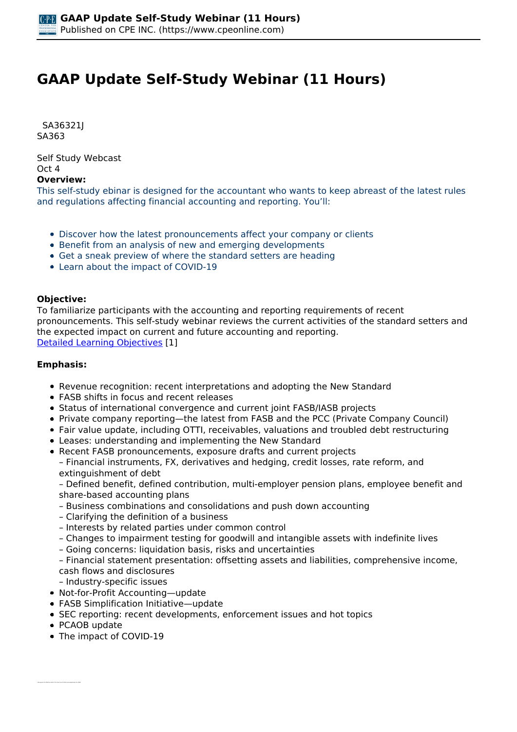# GAAP Update Self-Study Webinar (11 Hours)

SA36321J
SA363

Self Study Webcast
Oct 4

**Overview:**

This self-study ebinar is designed for the accountant who wants to keep abreast of the latest rules and regulations affecting financial accounting and reporting. You'll:

- Discover how the latest pronouncements affect your company or clients
- Benefit from an analysis of new and emerging developments
- Get a sneak preview of where the standard setters are heading
- Learn about the impact of COVID-19

**Objective:**

To familiarize participants with the accounting and reporting requirements of recent pronouncements. This self-study webinar reviews the current activities of the standard setters and the expected impact on current and future accounting and reporting.

Detailed Learning Objectives [1]

**Emphasis:**

- Revenue recognition: recent interpretations and adopting the New Standard
- FASB shifts in focus and recent releases
- Status of international convergence and current joint FASB/IASB projects
- Private company reporting—the latest from FASB and the PCC (Private Company Council)
- Fair value update, including OTTI, receivables, valuations and troubled debt restructuring
- Leases: understanding and implementing the New Standard
- Recent FASB pronouncements, exposure drafts and current projects
  – Financial instruments, FX, derivatives and hedging, credit losses, rate reform, and extinguishment of debt
  – Defined benefit, defined contribution, multi-employer pension plans, employee benefit and share-based accounting plans
  – Business combinations and consolidations and push down accounting
  – Clarifying the definition of a business
  – Interests by related parties under common control
  – Changes to impairment testing for goodwill and intangible assets with indefinite lives
  – Going concerns: liquidation basis, risks and uncertainties
  – Financial statement presentation: offsetting assets and liabilities, comprehensive income, cash flows and disclosures
  – Industry-specific issues
- Not-for-Profit Accounting—update
- FASB Simplification Initiative—update
- SEC reporting: recent developments, enforcement issues and hot topics
- PCAOB update
- The impact of COVID-19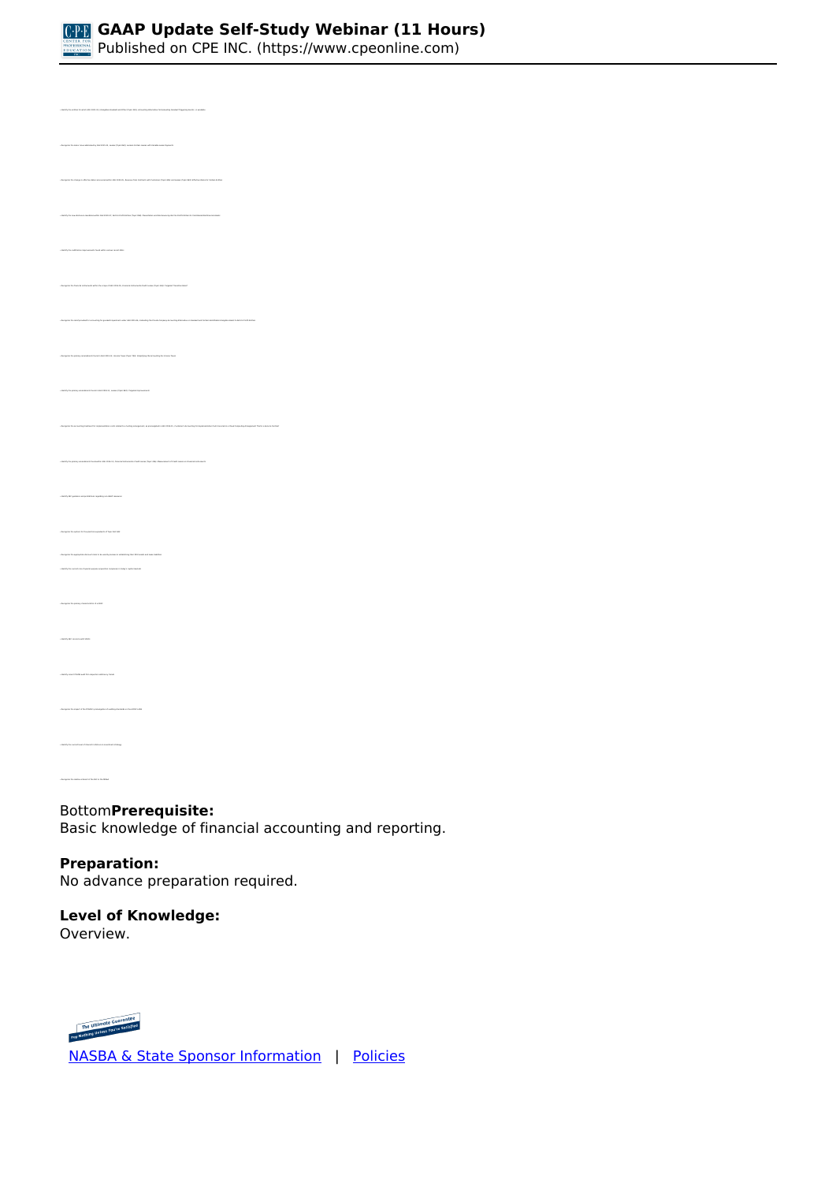Bottom**Prerequisite:**
Basic knowledge of financial accounting and reporting.

**Preparation:**
No advance preparation required.

**Level of Knowledge:**
Overview.

[NASBA & State Sponsor Information](#) | [Policies](#)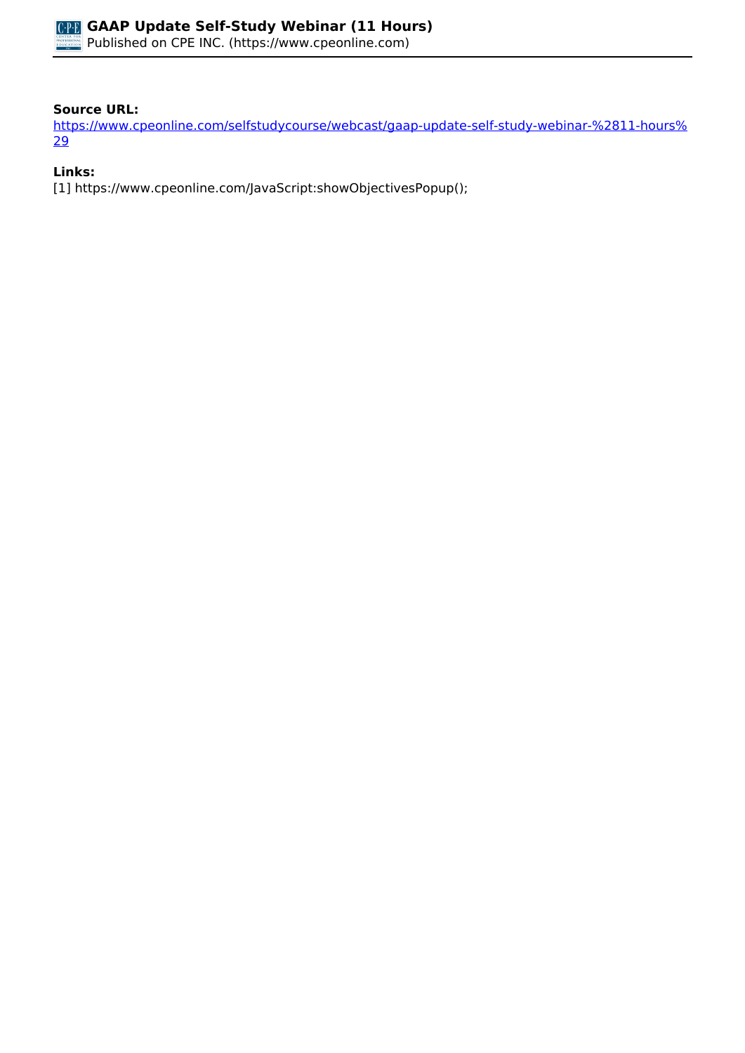**Source URL:**
https://www.cpeonline.com/selfstudycourse/webcast/gaap-update-self-study-webinar-%2811-hours%29

**Links:**
[1] https://www.cpeonline.com/JavaScript:showObjectivesPopup();